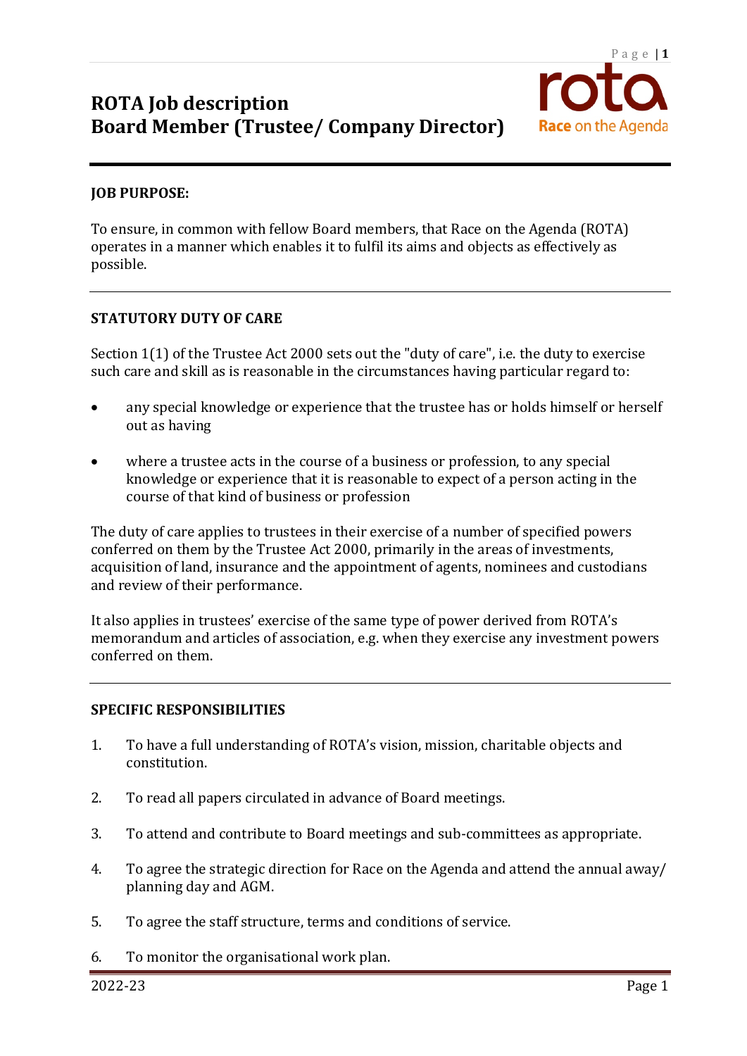# ROTA Job description
# Board Member (Trustee/ Company Director)

---

**JOB PURPOSE:**

To ensure, in common with fellow Board members, that Race on the Agenda (ROTA) operates in a manner which enables it to fulfil its aims and objects as effectively as possible.

---

**STATUTORY DUTY OF CARE**

Section 1(1) of the Trustee Act 2000 sets out the "duty of care", i.e. the duty to exercise such care and skill as is reasonable in the circumstances having particular regard to:

- any special knowledge or experience that the trustee has or holds himself or herself out as having
- where a trustee acts in the course of a business or profession, to any special knowledge or experience that it is reasonable to expect of a person acting in the course of that kind of business or profession

The duty of care applies to trustees in their exercise of a number of specified powers conferred on them by the Trustee Act 2000, primarily in the areas of investments, acquisition of land, insurance and the appointment of agents, nominees and custodians and review of their performance.

It also applies in trustees' exercise of the same type of power derived from ROTA's memorandum and articles of association, e.g. when they exercise any investment powers conferred on them.

---

**SPECIFIC RESPONSIBILITIES**

1. To have a full understanding of ROTA's vision, mission, charitable objects and constitution.
2. To read all papers circulated in advance of Board meetings.
3. To attend and contribute to Board meetings and sub-committees as appropriate.
4. To agree the strategic direction for Race on the Agenda and attend the annual away/ planning day and AGM.
5. To agree the staff structure, terms and conditions of service.
6. To monitor the organisational work plan.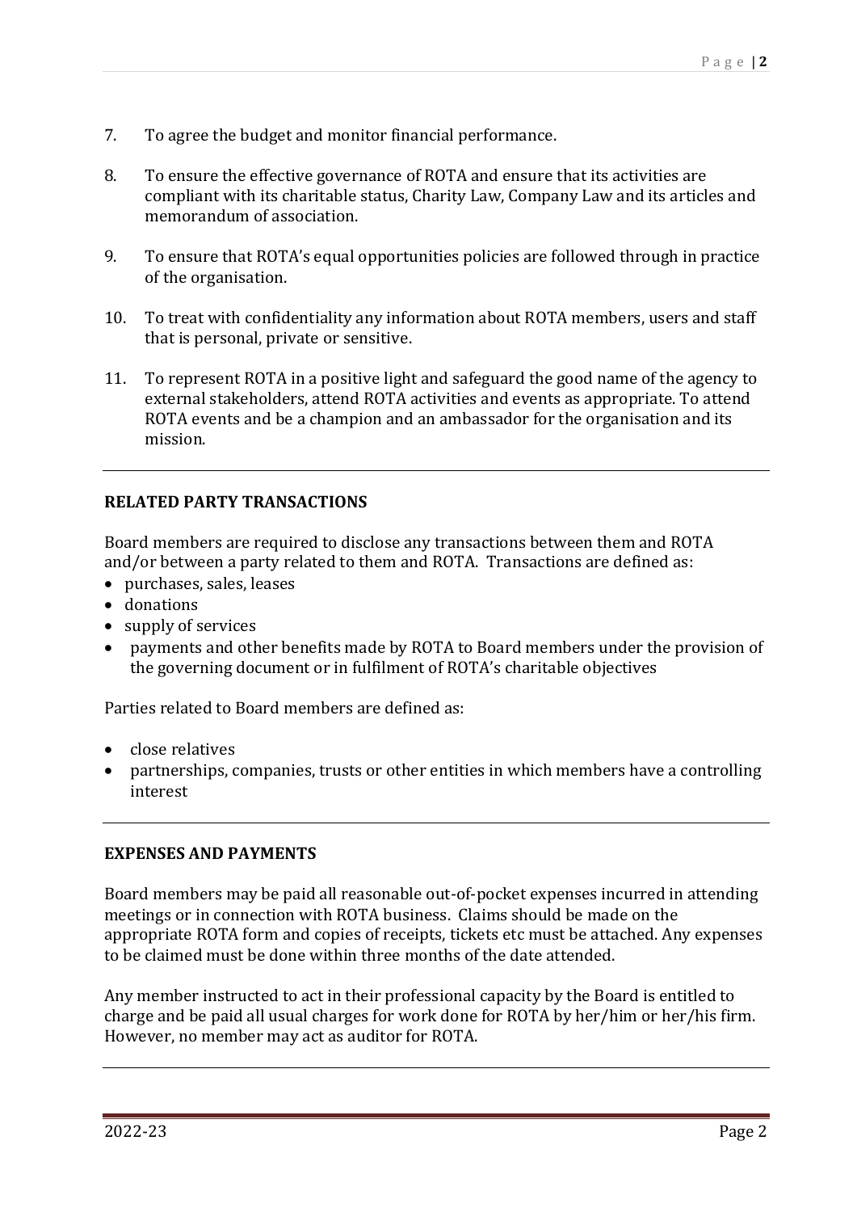7. To agree the budget and monitor financial performance.

8. To ensure the effective governance of ROTA and ensure that its activities are compliant with its charitable status, Charity Law, Company Law and its articles and memorandum of association.

9. To ensure that ROTA's equal opportunities policies are followed through in practice of the organisation.

10. To treat with confidentiality any information about ROTA members, users and staff that is personal, private or sensitive.

11. To represent ROTA in a positive light and safeguard the good name of the agency to external stakeholders, attend ROTA activities and events as appropriate. To attend ROTA events and be a champion and an ambassador for the organisation and its mission.

---

**RELATED PARTY TRANSACTIONS**

Board members are required to disclose any transactions between them and ROTA and/or between a party related to them and ROTA. Transactions are defined as:

- purchases, sales, leases
- donations
- supply of services
- payments and other benefits made by ROTA to Board members under the provision of the governing document or in fulfilment of ROTA's charitable objectives

Parties related to Board members are defined as:

- close relatives
- partnerships, companies, trusts or other entities in which members have a controlling interest

---

**EXPENSES AND PAYMENTS**

Board members may be paid all reasonable out-of-pocket expenses incurred in attending meetings or in connection with ROTA business. Claims should be made on the appropriate ROTA form and copies of receipts, tickets etc must be attached. Any expenses to be claimed must be done within three months of the date attended.

Any member instructed to act in their professional capacity by the Board is entitled to charge and be paid all usual charges for work done for ROTA by her/him or her/his firm. However, no member may act as auditor for ROTA.

---

2022-23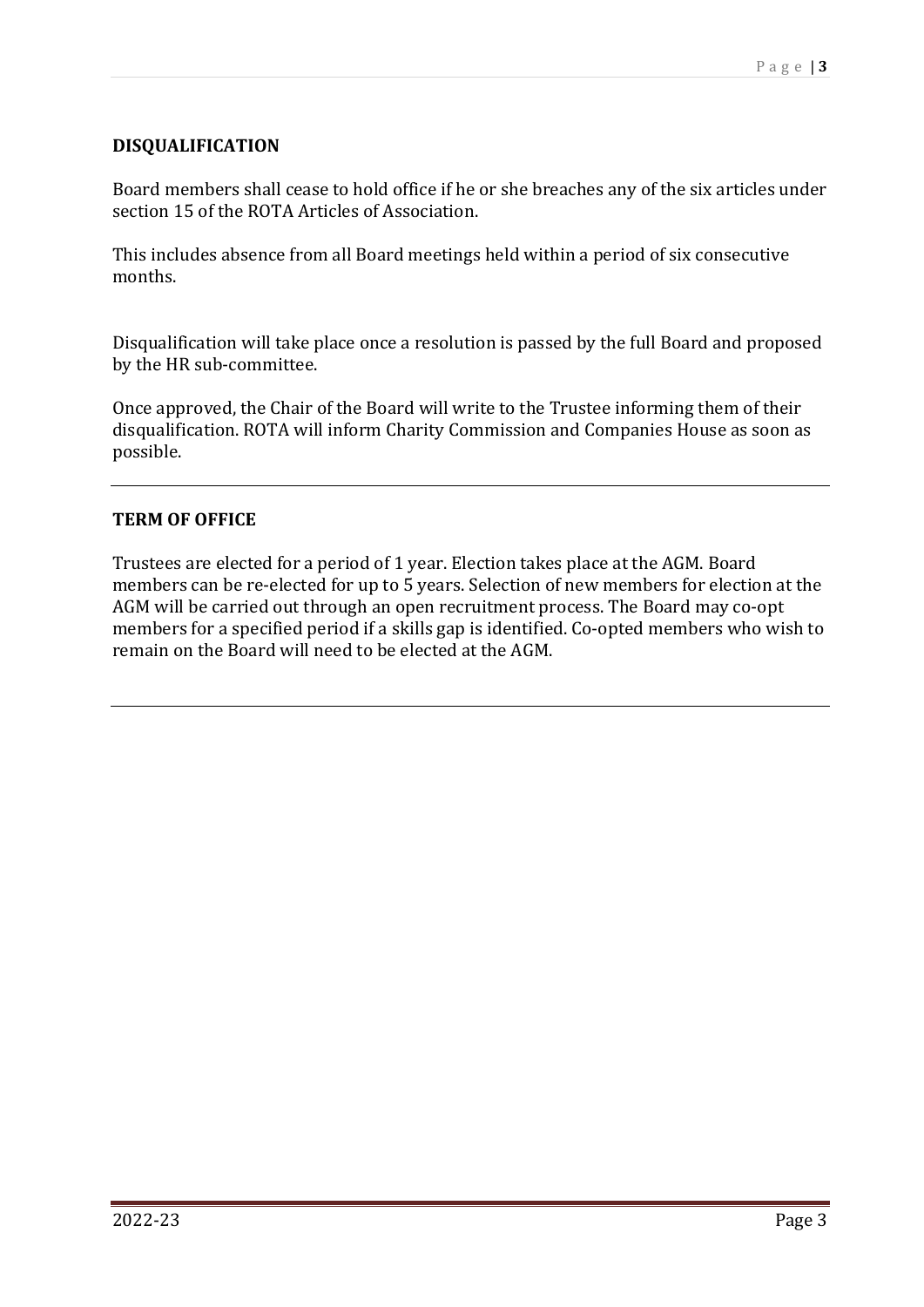## DISQUALIFICATION

Board members shall cease to hold office if he or she breaches any of the six articles under section 15 of the ROTA Articles of Association.

This includes absence from all Board meetings held within a period of six consecutive months.

Disqualification will take place once a resolution is passed by the full Board and proposed by the HR sub-committee.

Once approved, the Chair of the Board will write to the Trustee informing them of their disqualification. ROTA will inform Charity Commission and Companies House as soon as possible.

---

## TERM OF OFFICE

Trustees are elected for a period of 1 year. Election takes place at the AGM. Board members can be re-elected for up to 5 years. Selection of new members for election at the AGM will be carried out through an open recruitment process. The Board may co-opt members for a specified period if a skills gap is identified. Co-opted members who wish to remain on the Board will need to be elected at the AGM.

---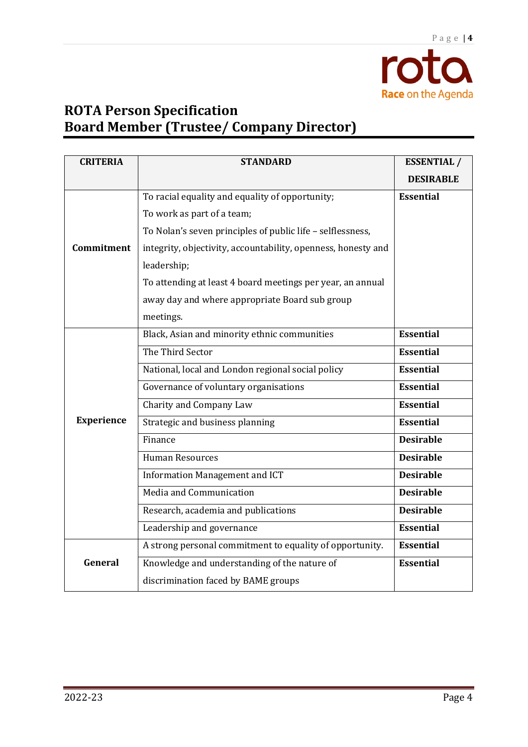# ROTA Person Specification
# Board Member (Trustee/ Company Director)

| CRITERIA | STANDARD | ESSENTIAL / DESIRABLE |
|---|---|---|
| **Commitment** | To racial equality and equality of opportunity;<br>To work as part of a team;<br>To Nolan's seven principles of public life – selflessness, integrity, objectivity, accountability, openness, honesty and leadership;<br>To attending at least 4 board meetings per year, an annual away day and where appropriate Board sub group meetings. | **Essential** |
| **Experience** | Black, Asian and minority ethnic communities | **Essential** |
| | The Third Sector | **Essential** |
| | National, local and London regional social policy | **Essential** |
| | Governance of voluntary organisations | **Essential** |
| | Charity and Company Law | **Essential** |
| | Strategic and business planning | **Essential** |
| | Finance | **Desirable** |
| | Human Resources | **Desirable** |
| | Information Management and ICT | **Desirable** |
| | Media and Communication | **Desirable** |
| | Research, academia and publications | **Desirable** |
| | Leadership and governance | **Essential** |
| **General** | A strong personal commitment to equality of opportunity. | **Essential** |
| | Knowledge and understanding of the nature of discrimination faced by BAME groups | **Essential** |

2022-23